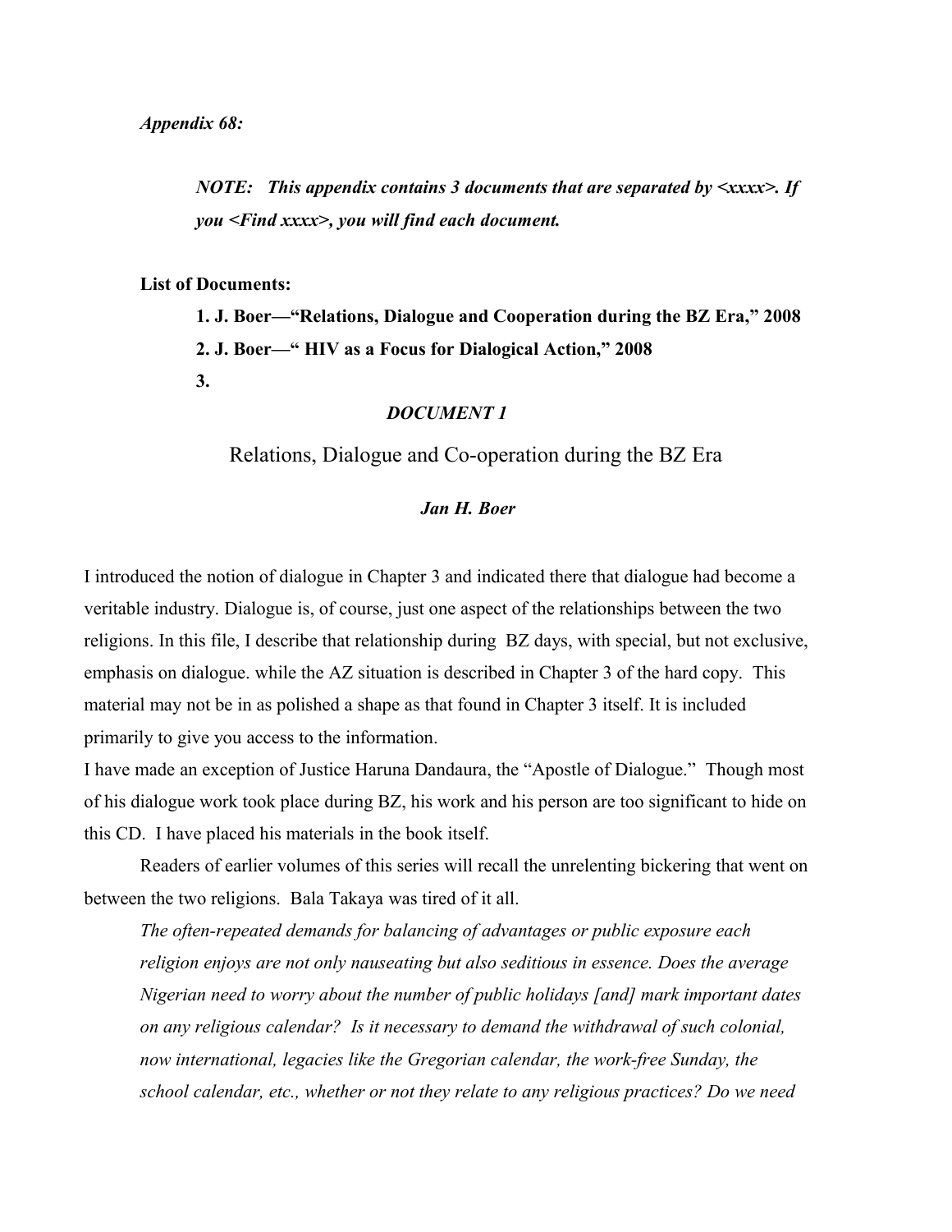*Appendix 68:*

> ***NOTE: This appendix contains 3 documents that are separated by <xxxx>. If you <Find xxxx>, you will find each document.***

**List of Documents:**

**1. J. Boer—"Relations, Dialogue and Cooperation during the BZ Era," 2008**

**2. J. Boer—" HIV as a Focus for Dialogical Action," 2008**

**3.**

***DOCUMENT 1***

# Relations, Dialogue and Co-operation during the BZ Era

***Jan H. Boer***

I introduced the notion of dialogue in Chapter 3 and indicated there that dialogue had become a veritable industry. Dialogue is, of course, just one aspect of the relationships between the two religions. In this file, I describe that relationship during BZ days, with special, but not exclusive, emphasis on dialogue. while the AZ situation is described in Chapter 3 of the hard copy. This material may not be in as polished a shape as that found in Chapter 3 itself. It is included primarily to give you access to the information.

I have made an exception of Justice Haruna Dandaura, the "Apostle of Dialogue." Though most of his dialogue work took place during BZ, his work and his person are too significant to hide on this CD. I have placed his materials in the book itself.

Readers of earlier volumes of this series will recall the unrelenting bickering that went on between the two religions. Bala Takaya was tired of it all.

> *The often-repeated demands for balancing of advantages or public exposure each religion enjoys are not only nauseating but also seditious in essence. Does the average Nigerian need to worry about the number of public holidays [and] mark important dates on any religious calendar? Is it necessary to demand the withdrawal of such colonial, now international, legacies like the Gregorian calendar, the work-free Sunday, the school calendar, etc., whether or not they relate to any religious practices? Do we need*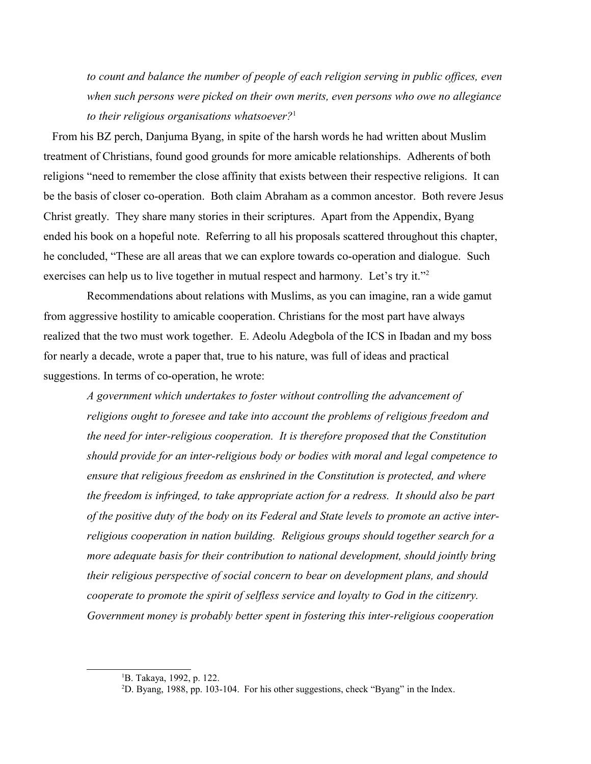*to count and balance the number of people of each religion serving in public offices, even when such persons were picked on their own merits, even persons who owe no allegiance to their religious organisations whatsoever?*[1]

From his BZ perch, Danjuma Byang, in spite of the harsh words he had written about Muslim treatment of Christians, found good grounds for more amicable relationships. Adherents of both religions "need to remember the close affinity that exists between their respective religions. It can be the basis of closer co-operation. Both claim Abraham as a common ancestor. Both revere Jesus Christ greatly. They share many stories in their scriptures. Apart from the Appendix, Byang ended his book on a hopeful note. Referring to all his proposals scattered throughout this chapter, he concluded, "These are all areas that we can explore towards co-operation and dialogue. Such exercises can help us to live together in mutual respect and harmony. Let's try it."[2]

Recommendations about relations with Muslims, as you can imagine, ran a wide gamut from aggressive hostility to amicable cooperation. Christians for the most part have always realized that the two must work together. E. Adeolu Adegbola of the ICS in Ibadan and my boss for nearly a decade, wrote a paper that, true to his nature, was full of ideas and practical suggestions. In terms of co-operation, he wrote:

*A government which undertakes to foster without controlling the advancement of religions ought to foresee and take into account the problems of religious freedom and the need for inter-religious cooperation. It is therefore proposed that the Constitution should provide for an inter-religious body or bodies with moral and legal competence to ensure that religious freedom as enshrined in the Constitution is protected, and where the freedom is infringed, to take appropriate action for a redress. It should also be part of the positive duty of the body on its Federal and State levels to promote an active inter-religious cooperation in nation building. Religious groups should together search for a more adequate basis for their contribution to national development, should jointly bring their religious perspective of social concern to bear on development plans, and should cooperate to promote the spirit of selfless service and loyalty to God in the citizenry. Government money is probably better spent in fostering this inter-religious cooperation*

---

[1] B. Takaya, 1992, p. 122.

[2] D. Byang, 1988, pp. 103-104. For his other suggestions, check "Byang" in the Index.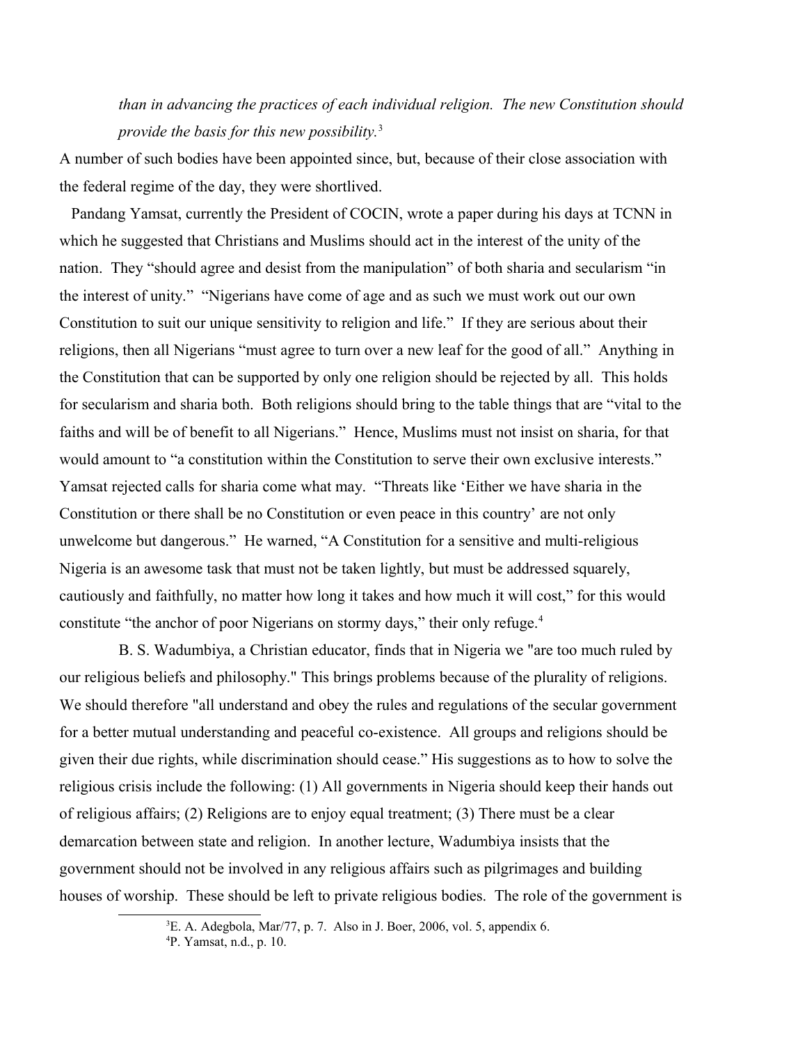*than in advancing the practices of each individual religion. The new Constitution should provide the basis for this new possibility.*[3]

A number of such bodies have been appointed since, but, because of their close association with the federal regime of the day, they were shortlived.

Pandang Yamsat, currently the President of COCIN, wrote a paper during his days at TCNN in which he suggested that Christians and Muslims should act in the interest of the unity of the nation. They "should agree and desist from the manipulation" of both sharia and secularism "in the interest of unity." "Nigerians have come of age and as such we must work out our own Constitution to suit our unique sensitivity to religion and life." If they are serious about their religions, then all Nigerians "must agree to turn over a new leaf for the good of all." Anything in the Constitution that can be supported by only one religion should be rejected by all. This holds for secularism and sharia both. Both religions should bring to the table things that are "vital to the faiths and will be of benefit to all Nigerians." Hence, Muslims must not insist on sharia, for that would amount to "a constitution within the Constitution to serve their own exclusive interests." Yamsat rejected calls for sharia come what may. "Threats like 'Either we have sharia in the Constitution or there shall be no Constitution or even peace in this country' are not only unwelcome but dangerous." He warned, "A Constitution for a sensitive and multi-religious Nigeria is an awesome task that must not be taken lightly, but must be addressed squarely, cautiously and faithfully, no matter how long it takes and how much it will cost," for this would constitute "the anchor of poor Nigerians on stormy days," their only refuge.[4]

B. S. Wadumbiya, a Christian educator, finds that in Nigeria we "are too much ruled by our religious beliefs and philosophy." This brings problems because of the plurality of religions. We should therefore "all understand and obey the rules and regulations of the secular government for a better mutual understanding and peaceful co-existence. All groups and religions should be given their due rights, while discrimination should cease." His suggestions as to how to solve the religious crisis include the following: (1) All governments in Nigeria should keep their hands out of religious affairs; (2) Religions are to enjoy equal treatment; (3) There must be a clear demarcation between state and religion. In another lecture, Wadumbiya insists that the government should not be involved in any religious affairs such as pilgrimages and building houses of worship. These should be left to private religious bodies. The role of the government is

[3]E. A. Adegbola, Mar/77, p. 7. Also in J. Boer, 2006, vol. 5, appendix 6.

[4]P. Yamsat, n.d., p. 10.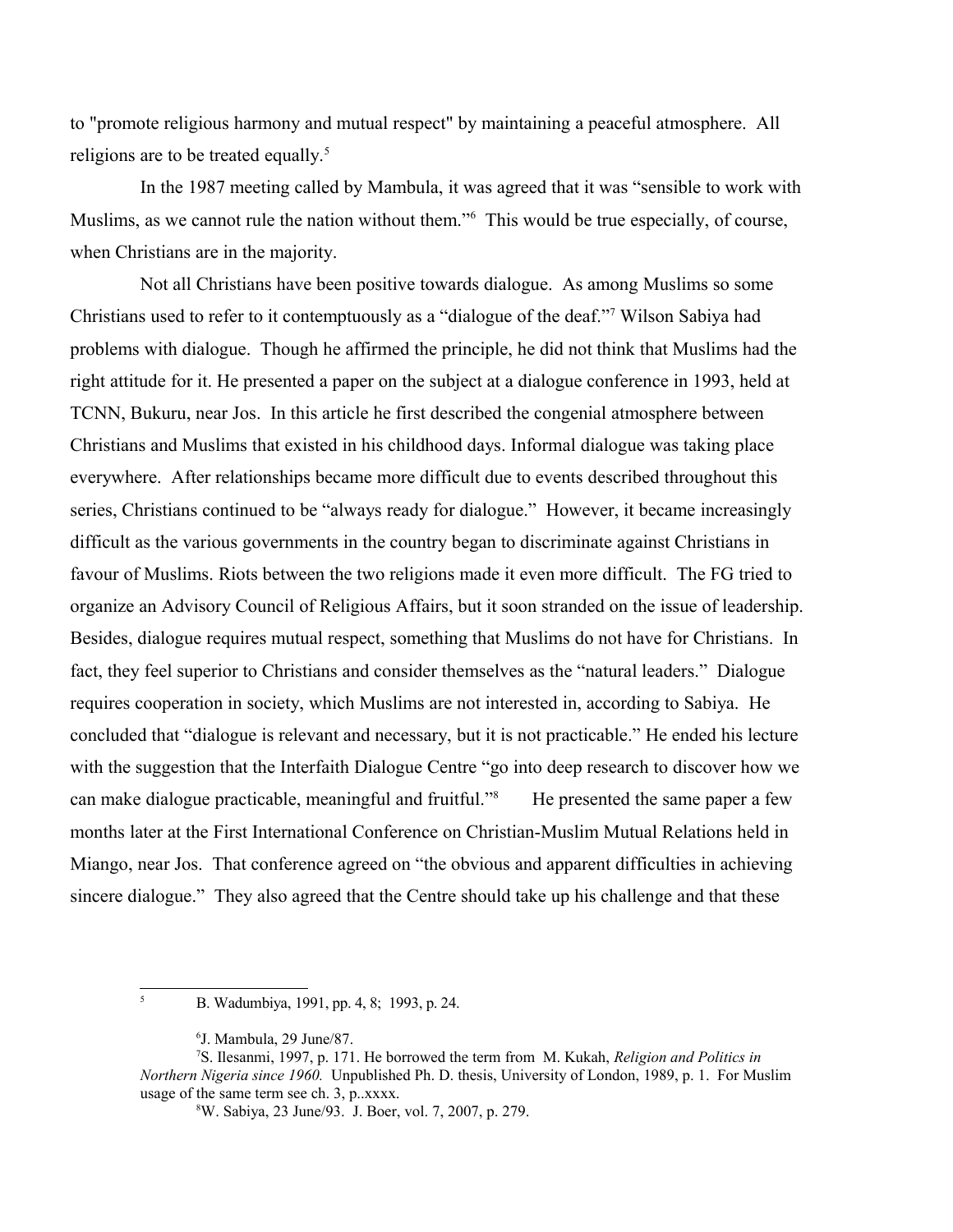to "promote religious harmony and mutual respect" by maintaining a peaceful atmosphere. All religions are to be treated equally.[5]

In the 1987 meeting called by Mambula, it was agreed that it was "sensible to work with Muslims, as we cannot rule the nation without them."[6] This would be true especially, of course, when Christians are in the majority.

Not all Christians have been positive towards dialogue. As among Muslims so some Christians used to refer to it contemptuously as a "dialogue of the deaf."[7] Wilson Sabiya had problems with dialogue. Though he affirmed the principle, he did not think that Muslims had the right attitude for it. He presented a paper on the subject at a dialogue conference in 1993, held at TCNN, Bukuru, near Jos. In this article he first described the congenial atmosphere between Christians and Muslims that existed in his childhood days. Informal dialogue was taking place everywhere. After relationships became more difficult due to events described throughout this series, Christians continued to be "always ready for dialogue." However, it became increasingly difficult as the various governments in the country began to discriminate against Christians in favour of Muslims. Riots between the two religions made it even more difficult. The FG tried to organize an Advisory Council of Religious Affairs, but it soon stranded on the issue of leadership. Besides, dialogue requires mutual respect, something that Muslims do not have for Christians. In fact, they feel superior to Christians and consider themselves as the "natural leaders." Dialogue requires cooperation in society, which Muslims are not interested in, according to Sabiya. He concluded that "dialogue is relevant and necessary, but it is not practicable." He ended his lecture with the suggestion that the Interfaith Dialogue Centre "go into deep research to discover how we can make dialogue practicable, meaningful and fruitful."[8] He presented the same paper a few months later at the First International Conference on Christian-Muslim Mutual Relations held in Miango, near Jos. That conference agreed on "the obvious and apparent difficulties in achieving sincere dialogue." They also agreed that the Centre should take up his challenge and that these

---

[5] B. Wadumbiya, 1991, pp. 4, 8; 1993, p. 24.

[6] J. Mambula, 29 June/87.

[7] S. Ilesanmi, 1997, p. 171. He borrowed the term from M. Kukah, *Religion and Politics in Northern Nigeria since 1960.* Unpublished Ph. D. thesis, University of London, 1989, p. 1. For Muslim usage of the same term see ch. 3, p..xxxx.

[8] W. Sabiya, 23 June/93. J. Boer, vol. 7, 2007, p. 279.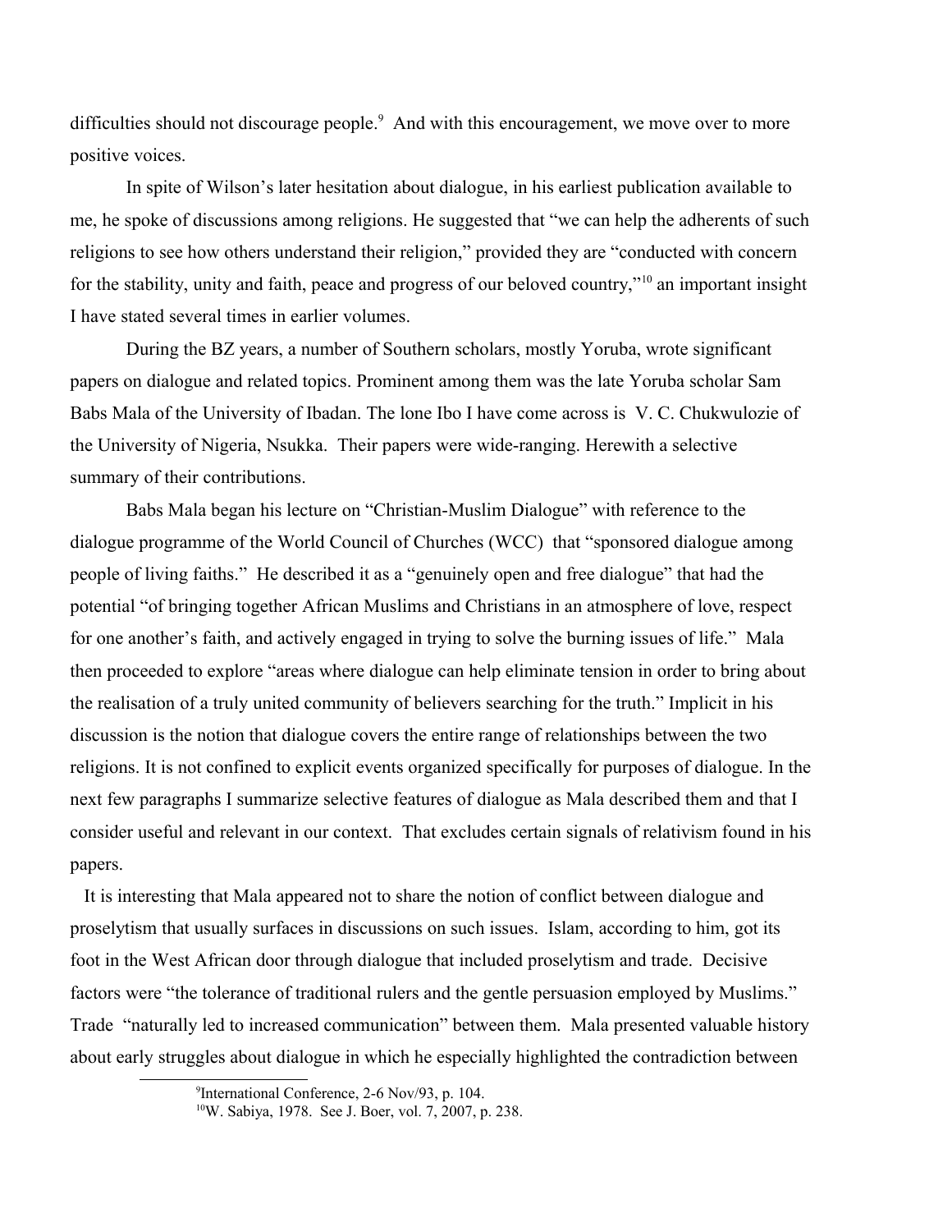difficulties should not discourage people.[9] And with this encouragement, we move over to more positive voices.

In spite of Wilson's later hesitation about dialogue, in his earliest publication available to me, he spoke of discussions among religions. He suggested that "we can help the adherents of such religions to see how others understand their religion," provided they are "conducted with concern for the stability, unity and faith, peace and progress of our beloved country,"[10] an important insight I have stated several times in earlier volumes.

During the BZ years, a number of Southern scholars, mostly Yoruba, wrote significant papers on dialogue and related topics. Prominent among them was the late Yoruba scholar Sam Babs Mala of the University of Ibadan. The lone Ibo I have come across is V. C. Chukwulozie of the University of Nigeria, Nsukka. Their papers were wide-ranging. Herewith a selective summary of their contributions.

Babs Mala began his lecture on "Christian-Muslim Dialogue" with reference to the dialogue programme of the World Council of Churches (WCC) that "sponsored dialogue among people of living faiths." He described it as a "genuinely open and free dialogue" that had the potential "of bringing together African Muslims and Christians in an atmosphere of love, respect for one another's faith, and actively engaged in trying to solve the burning issues of life." Mala then proceeded to explore "areas where dialogue can help eliminate tension in order to bring about the realisation of a truly united community of believers searching for the truth." Implicit in his discussion is the notion that dialogue covers the entire range of relationships between the two religions. It is not confined to explicit events organized specifically for purposes of dialogue. In the next few paragraphs I summarize selective features of dialogue as Mala described them and that I consider useful and relevant in our context. That excludes certain signals of relativism found in his papers.

It is interesting that Mala appeared not to share the notion of conflict between dialogue and proselytism that usually surfaces in discussions on such issues. Islam, according to him, got its foot in the West African door through dialogue that included proselytism and trade. Decisive factors were "the tolerance of traditional rulers and the gentle persuasion employed by Muslims." Trade "naturally led to increased communication" between them. Mala presented valuable history about early struggles about dialogue in which he especially highlighted the contradiction between

---

[9]International Conference, 2-6 Nov/93, p. 104.

[10]W. Sabiya, 1978. See J. Boer, vol. 7, 2007, p. 238.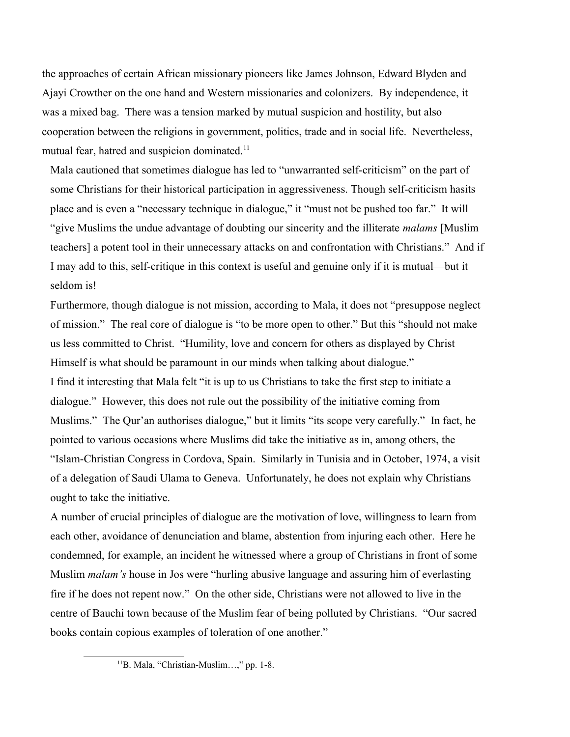the approaches of certain African missionary pioneers like James Johnson, Edward Blyden and Ajayi Crowther on the one hand and Western missionaries and colonizers. By independence, it was a mixed bag. There was a tension marked by mutual suspicion and hostility, but also cooperation between the religions in government, politics, trade and in social life. Nevertheless, mutual fear, hatred and suspicion dominated.[11]

Mala cautioned that sometimes dialogue has led to "unwarranted self-criticism" on the part of some Christians for their historical participation in aggressiveness. Though self-criticism hasits place and is even a "necessary technique in dialogue," it "must not be pushed too far." It will "give Muslims the undue advantage of doubting our sincerity and the illiterate *malams* [Muslim teachers] a potent tool in their unnecessary attacks on and confrontation with Christians." And if I may add to this, self-critique in this context is useful and genuine only if it is mutual—but it seldom is!

Furthermore, though dialogue is not mission, according to Mala, it does not "presuppose neglect of mission." The real core of dialogue is "to be more open to other." But this "should not make us less committed to Christ. "Humility, love and concern for others as displayed by Christ Himself is what should be paramount in our minds when talking about dialogue."

I find it interesting that Mala felt "it is up to us Christians to take the first step to initiate a dialogue." However, this does not rule out the possibility of the initiative coming from Muslims." The Qur'an authorises dialogue," but it limits "its scope very carefully." In fact, he pointed to various occasions where Muslims did take the initiative as in, among others, the "Islam-Christian Congress in Cordova, Spain. Similarly in Tunisia and in October, 1974, a visit of a delegation of Saudi Ulama to Geneva. Unfortunately, he does not explain why Christians ought to take the initiative.

A number of crucial principles of dialogue are the motivation of love, willingness to learn from each other, avoidance of denunciation and blame, abstention from injuring each other. Here he condemned, for example, an incident he witnessed where a group of Christians in front of some Muslim *malam's* house in Jos were "hurling abusive language and assuring him of everlasting fire if he does not repent now." On the other side, Christians were not allowed to live in the centre of Bauchi town because of the Muslim fear of being polluted by Christians. "Our sacred books contain copious examples of toleration of one another."

[11]B. Mala, "Christian-Muslim…," pp. 1-8.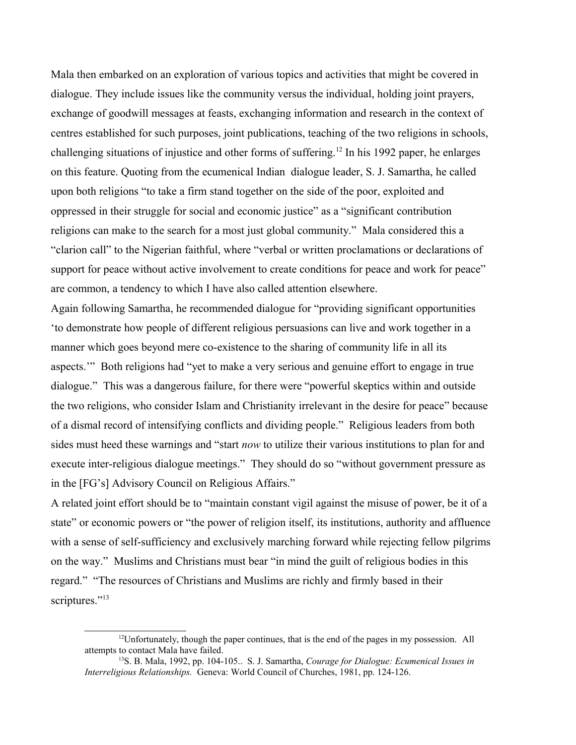Mala then embarked on an exploration of various topics and activities that might be covered in dialogue. They include issues like the community versus the individual, holding joint prayers, exchange of goodwill messages at feasts, exchanging information and research in the context of centres established for such purposes, joint publications, teaching of the two religions in schools, challenging situations of injustice and other forms of suffering.[12] In his 1992 paper, he enlarges on this feature. Quoting from the ecumenical Indian dialogue leader, S. J. Samartha, he called upon both religions "to take a firm stand together on the side of the poor, exploited and oppressed in their struggle for social and economic justice" as a "significant contribution religions can make to the search for a most just global community." Mala considered this a "clarion call" to the Nigerian faithful, where "verbal or written proclamations or declarations of support for peace without active involvement to create conditions for peace and work for peace" are common, a tendency to which I have also called attention elsewhere.

Again following Samartha, he recommended dialogue for "providing significant opportunities 'to demonstrate how people of different religious persuasions can live and work together in a manner which goes beyond mere co-existence to the sharing of community life in all its aspects.'" Both religions had "yet to make a very serious and genuine effort to engage in true dialogue." This was a dangerous failure, for there were "powerful skeptics within and outside the two religions, who consider Islam and Christianity irrelevant in the desire for peace" because of a dismal record of intensifying conflicts and dividing people." Religious leaders from both sides must heed these warnings and "start *now* to utilize their various institutions to plan for and execute inter-religious dialogue meetings." They should do so "without government pressure as in the [FG's] Advisory Council on Religious Affairs."

A related joint effort should be to "maintain constant vigil against the misuse of power, be it of a state" or economic powers or "the power of religion itself, its institutions, authority and affluence with a sense of self-sufficiency and exclusively marching forward while rejecting fellow pilgrims on the way." Muslims and Christians must bear "in mind the guilt of religious bodies in this regard." "The resources of Christians and Muslims are richly and firmly based in their scriptures."[13]

---

[12] Unfortunately, though the paper continues, that is the end of the pages in my possession. All attempts to contact Mala have failed.

[13] S. B. Mala, 1992, pp. 104-105.. S. J. Samartha, *Courage for Dialogue: Ecumenical Issues in Interreligious Relationships.* Geneva: World Council of Churches, 1981, pp. 124-126.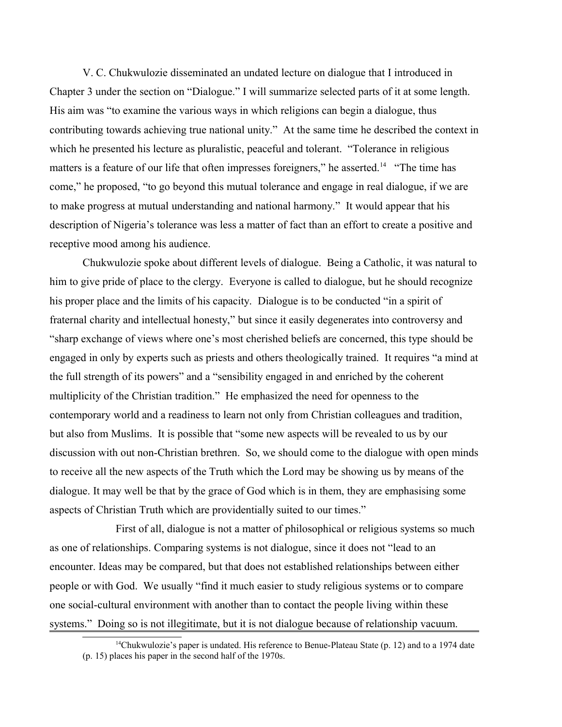V. C. Chukwulozie disseminated an undated lecture on dialogue that I introduced in Chapter 3 under the section on "Dialogue." I will summarize selected parts of it at some length. His aim was "to examine the various ways in which religions can begin a dialogue, thus contributing towards achieving true national unity." At the same time he described the context in which he presented his lecture as pluralistic, peaceful and tolerant. "Tolerance in religious matters is a feature of our life that often impresses foreigners," he asserted.[14] "The time has come," he proposed, "to go beyond this mutual tolerance and engage in real dialogue, if we are to make progress at mutual understanding and national harmony." It would appear that his description of Nigeria's tolerance was less a matter of fact than an effort to create a positive and receptive mood among his audience.

Chukwulozie spoke about different levels of dialogue. Being a Catholic, it was natural to him to give pride of place to the clergy. Everyone is called to dialogue, but he should recognize his proper place and the limits of his capacity. Dialogue is to be conducted "in a spirit of fraternal charity and intellectual honesty," but since it easily degenerates into controversy and "sharp exchange of views where one's most cherished beliefs are concerned, this type should be engaged in only by experts such as priests and others theologically trained. It requires "a mind at the full strength of its powers" and a "sensibility engaged in and enriched by the coherent multiplicity of the Christian tradition." He emphasized the need for openness to the contemporary world and a readiness to learn not only from Christian colleagues and tradition, but also from Muslims. It is possible that "some new aspects will be revealed to us by our discussion with out non-Christian brethren. So, we should come to the dialogue with open minds to receive all the new aspects of the Truth which the Lord may be showing us by means of the dialogue. It may well be that by the grace of God which is in them, they are emphasising some aspects of Christian Truth which are providentially suited to our times."

First of all, dialogue is not a matter of philosophical or religious systems so much as one of relationships. Comparing systems is not dialogue, since it does not "lead to an encounter. Ideas may be compared, but that does not established relationships between either people or with God. We usually "find it much easier to study religious systems or to compare one social-cultural environment with another than to contact the people living within these systems." Doing so is not illegitimate, but it is not dialogue because of relationship vacuum.

[14]Chukwulozie's paper is undated. His reference to Benue-Plateau State (p. 12) and to a 1974 date (p. 15) places his paper in the second half of the 1970s.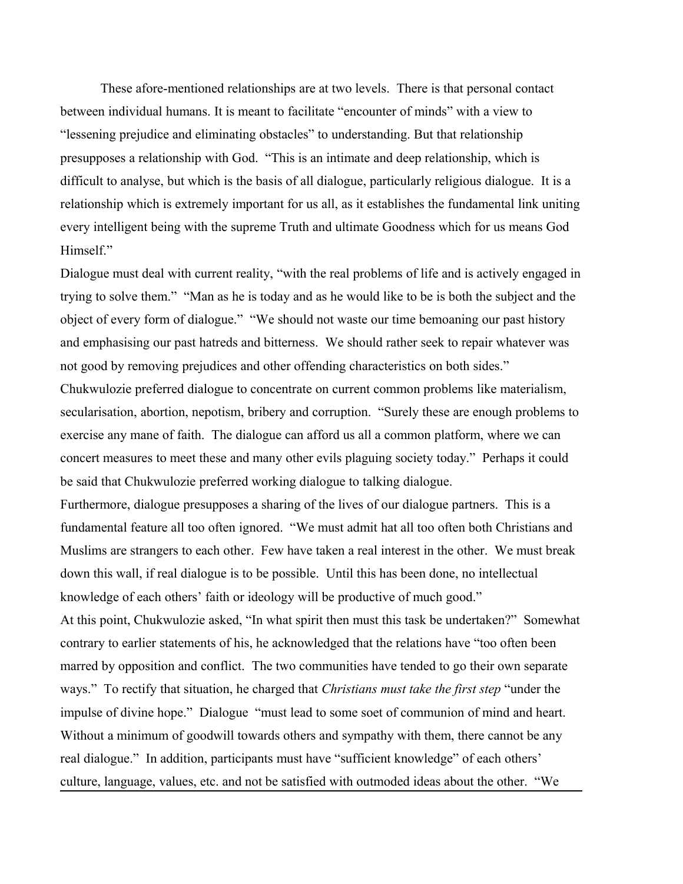These afore-mentioned relationships are at two levels. There is that personal contact between individual humans. It is meant to facilitate "encounter of minds" with a view to "lessening prejudice and eliminating obstacles" to understanding. But that relationship presupposes a relationship with God. "This is an intimate and deep relationship, which is difficult to analyse, but which is the basis of all dialogue, particularly religious dialogue. It is a relationship which is extremely important for us all, as it establishes the fundamental link uniting every intelligent being with the supreme Truth and ultimate Goodness which for us means God Himself."

Dialogue must deal with current reality, "with the real problems of life and is actively engaged in trying to solve them." "Man as he is today and as he would like to be is both the subject and the object of every form of dialogue." "We should not waste our time bemoaning our past history and emphasising our past hatreds and bitterness. We should rather seek to repair whatever was not good by removing prejudices and other offending characteristics on both sides."

Chukwulozie preferred dialogue to concentrate on current common problems like materialism, secularisation, abortion, nepotism, bribery and corruption. "Surely these are enough problems to exercise any mane of faith. The dialogue can afford us all a common platform, where we can concert measures to meet these and many other evils plaguing society today." Perhaps it could be said that Chukwulozie preferred working dialogue to talking dialogue.

Furthermore, dialogue presupposes a sharing of the lives of our dialogue partners. This is a fundamental feature all too often ignored. "We must admit hat all too often both Christians and Muslims are strangers to each other. Few have taken a real interest in the other. We must break down this wall, if real dialogue is to be possible. Until this has been done, no intellectual knowledge of each others' faith or ideology will be productive of much good."

At this point, Chukwulozie asked, "In what spirit then must this task be undertaken?" Somewhat contrary to earlier statements of his, he acknowledged that the relations have "too often been marred by opposition and conflict. The two communities have tended to go their own separate ways." To rectify that situation, he charged that *Christians must take the first step* "under the impulse of divine hope." Dialogue "must lead to some soet of communion of mind and heart. Without a minimum of goodwill towards others and sympathy with them, there cannot be any real dialogue." In addition, participants must have "sufficient knowledge" of each others' culture, language, values, etc. and not be satisfied with outmoded ideas about the other. "We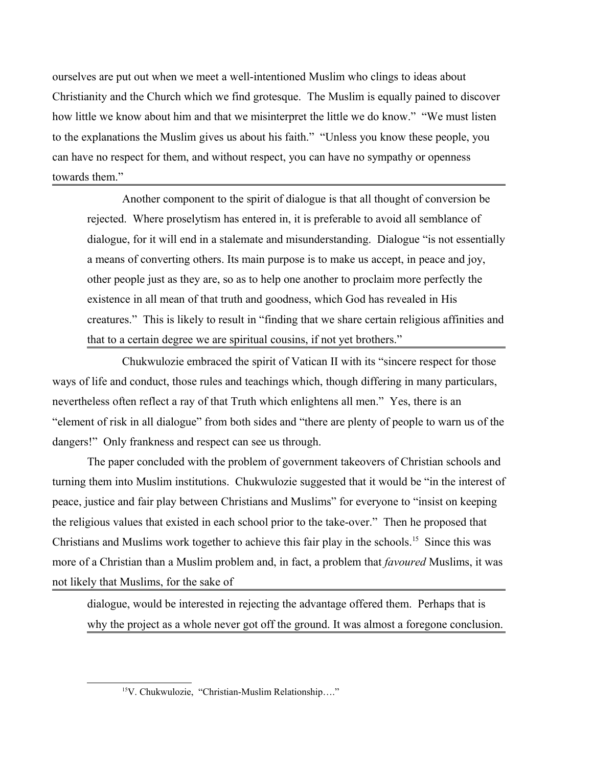ourselves are put out when we meet a well-intentioned Muslim who clings to ideas about Christianity and the Church which we find grotesque. The Muslim is equally pained to discover how little we know about him and that we misinterpret the little we do know." "We must listen to the explanations the Muslim gives us about his faith." "Unless you know these people, you can have no respect for them, and without respect, you can have no sympathy or openness towards them."

Another component to the spirit of dialogue is that all thought of conversion be rejected. Where proselytism has entered in, it is preferable to avoid all semblance of dialogue, for it will end in a stalemate and misunderstanding. Dialogue "is not essentially a means of converting others. Its main purpose is to make us accept, in peace and joy, other people just as they are, so as to help one another to proclaim more perfectly the existence in all mean of that truth and goodness, which God has revealed in His creatures." This is likely to result in "finding that we share certain religious affinities and that to a certain degree we are spiritual cousins, if not yet brothers."

Chukwulozie embraced the spirit of Vatican II with its "sincere respect for those ways of life and conduct, those rules and teachings which, though differing in many particulars, nevertheless often reflect a ray of that Truth which enlightens all men." Yes, there is an "element of risk in all dialogue" from both sides and "there are plenty of people to warn us of the dangers!" Only frankness and respect can see us through.

The paper concluded with the problem of government takeovers of Christian schools and turning them into Muslim institutions. Chukwulozie suggested that it would be "in the interest of peace, justice and fair play between Christians and Muslims" for everyone to "insist on keeping the religious values that existed in each school prior to the take-over." Then he proposed that Christians and Muslims work together to achieve this fair play in the schools.[15] Since this was more of a Christian than a Muslim problem and, in fact, a problem that *favoured* Muslims, it was not likely that Muslims, for the sake of dialogue, would be interested in rejecting the advantage offered them. Perhaps that is why the project as a whole never got off the ground. It was almost a foregone conclusion.

[15] V. Chukwulozie, "Christian-Muslim Relationship…."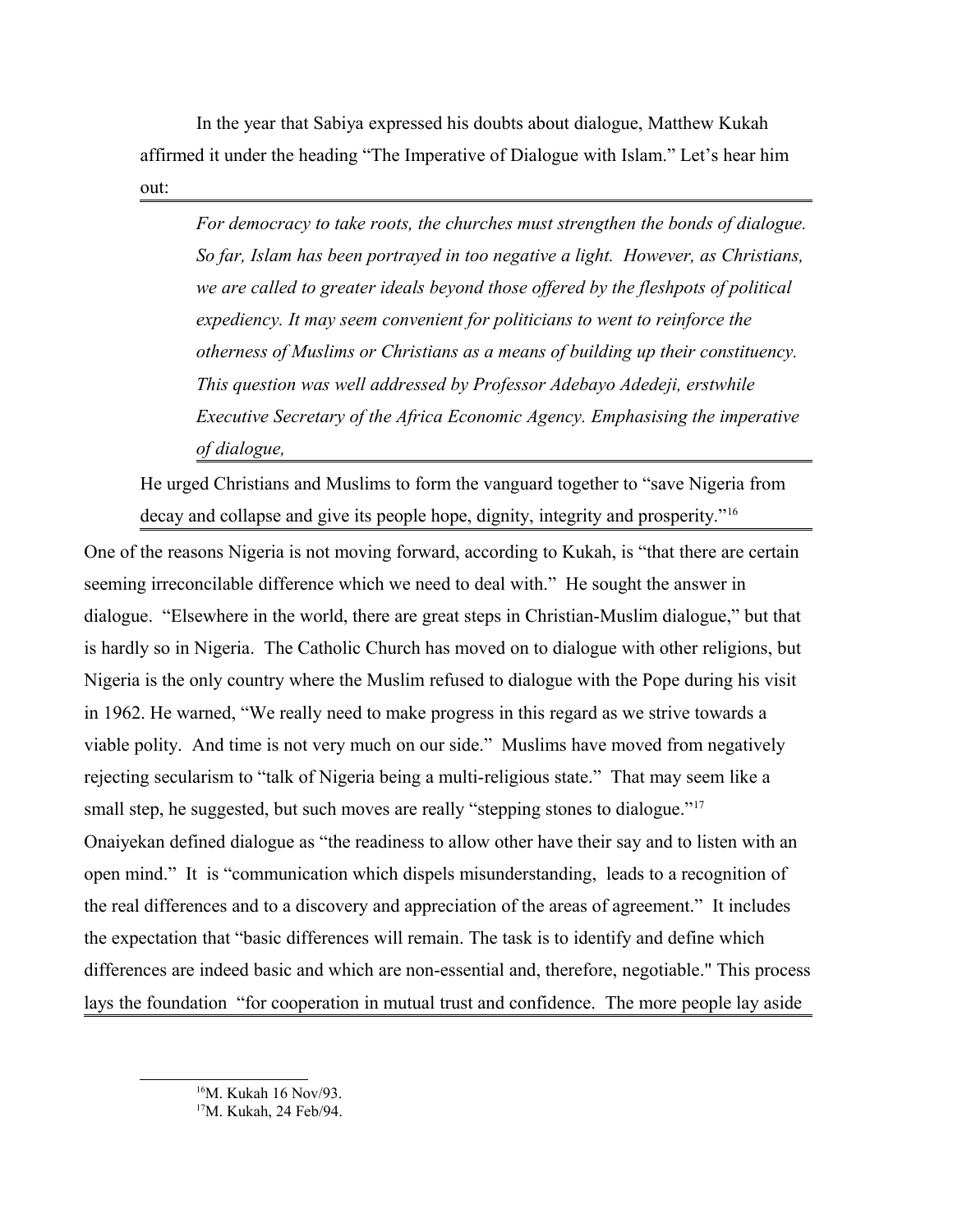In the year that Sabiya expressed his doubts about dialogue, Matthew Kukah affirmed it under the heading "The Imperative of Dialogue with Islam." Let's hear him out:

> *For democracy to take roots, the churches must strengthen the bonds of dialogue. So far, Islam has been portrayed in too negative a light. However, as Christians, we are called to greater ideals beyond those offered by the fleshpots of political expediency. It may seem convenient for politicians to went to reinforce the otherness of Muslims or Christians as a means of building up their constituency. This question was well addressed by Professor Adebayo Adedeji, erstwhile Executive Secretary of the Africa Economic Agency. Emphasising the imperative of dialogue,*

He urged Christians and Muslims to form the vanguard together to "save Nigeria from decay and collapse and give its people hope, dignity, integrity and prosperity."[16]

One of the reasons Nigeria is not moving forward, according to Kukah, is "that there are certain seeming irreconcilable difference which we need to deal with." He sought the answer in dialogue. "Elsewhere in the world, there are great steps in Christian-Muslim dialogue," but that is hardly so in Nigeria. The Catholic Church has moved on to dialogue with other religions, but Nigeria is the only country where the Muslim refused to dialogue with the Pope during his visit in 1962. He warned, "We really need to make progress in this regard as we strive towards a viable polity. And time is not very much on our side." Muslims have moved from negatively rejecting secularism to "talk of Nigeria being a multi-religious state." That may seem like a small step, he suggested, but such moves are really "stepping stones to dialogue."[17]

Onaiyekan defined dialogue as "the readiness to allow other have their say and to listen with an open mind." It is "communication which dispels misunderstanding, leads to a recognition of the real differences and to a discovery and appreciation of the areas of agreement." It includes the expectation that "basic differences will remain. The task is to identify and define which differences are indeed basic and which are non-essential and, therefore, negotiable." This process lays the foundation "for cooperation in mutual trust and confidence. The more people lay aside

---

[16] M. Kukah 16 Nov/93.

[17] M. Kukah, 24 Feb/94.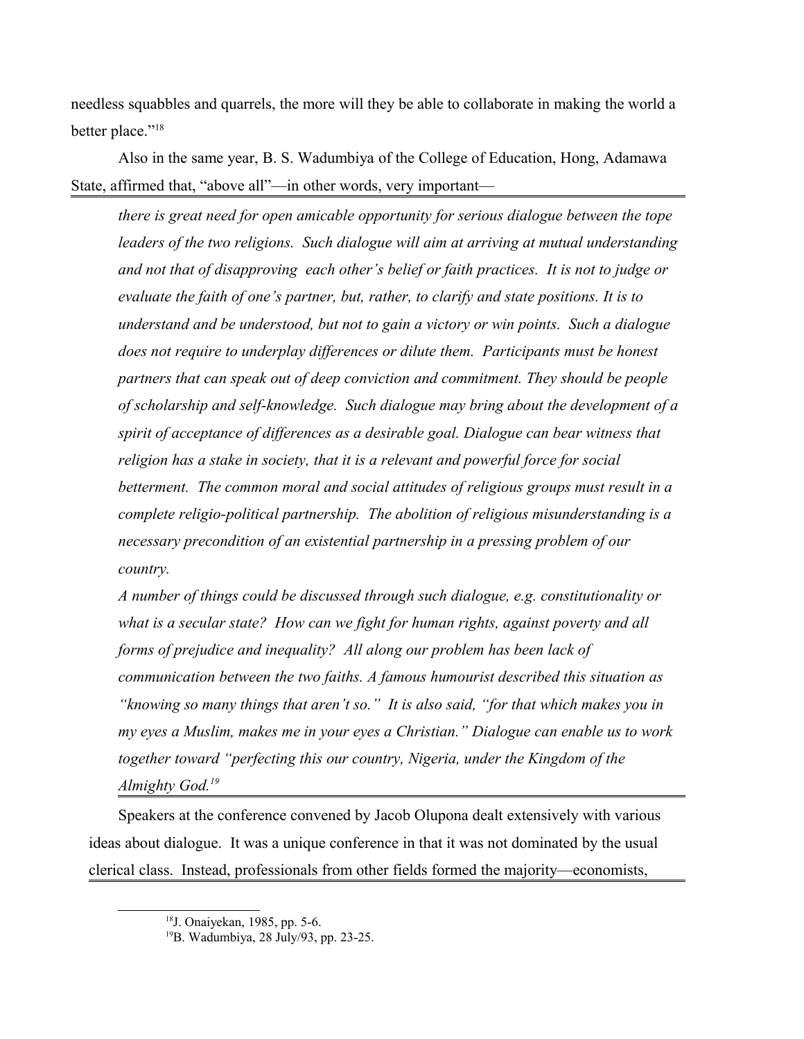needless squabbles and quarrels, the more will they be able to collaborate in making the world a better place."[18]

Also in the same year, B. S. Wadumbiya of the College of Education, Hong, Adamawa State, affirmed that, "above all"—in other words, very important—

> *there is great need for open amicable opportunity for serious dialogue between the tope leaders of the two religions. Such dialogue will aim at arriving at mutual understanding and not that of disapproving each other's belief or faith practices. It is not to judge or evaluate the faith of one's partner, but, rather, to clarify and state positions. It is to understand and be understood, but not to gain a victory or win points. Such a dialogue does not require to underplay differences or dilute them. Participants must be honest partners that can speak out of deep conviction and commitment. They should be people of scholarship and self-knowledge. Such dialogue may bring about the development of a spirit of acceptance of differences as a desirable goal. Dialogue can bear witness that religion has a stake in society, that it is a relevant and powerful force for social betterment. The common moral and social attitudes of religious groups must result in a complete religio-political partnership. The abolition of religious misunderstanding is a necessary precondition of an existential partnership in a pressing problem of our country.*
>
> *A number of things could be discussed through such dialogue, e.g. constitutionality or what is a secular state? How can we fight for human rights, against poverty and all forms of prejudice and inequality? All along our problem has been lack of communication between the two faiths. A famous humourist described this situation as "knowing so many things that aren't so." It is also said, "for that which makes you in my eyes a Muslim, makes me in your eyes a Christian." Dialogue can enable us to work together toward "perfecting this our country, Nigeria, under the Kingdom of the Almighty God.*[19]

Speakers at the conference convened by Jacob Olupona dealt extensively with various ideas about dialogue. It was a unique conference in that it was not dominated by the usual clerical class. Instead, professionals from other fields formed the majority—economists,

---

[18]J. Onaiyekan, 1985, pp. 5-6.

[19]B. Wadumbiya, 28 July/93, pp. 23-25.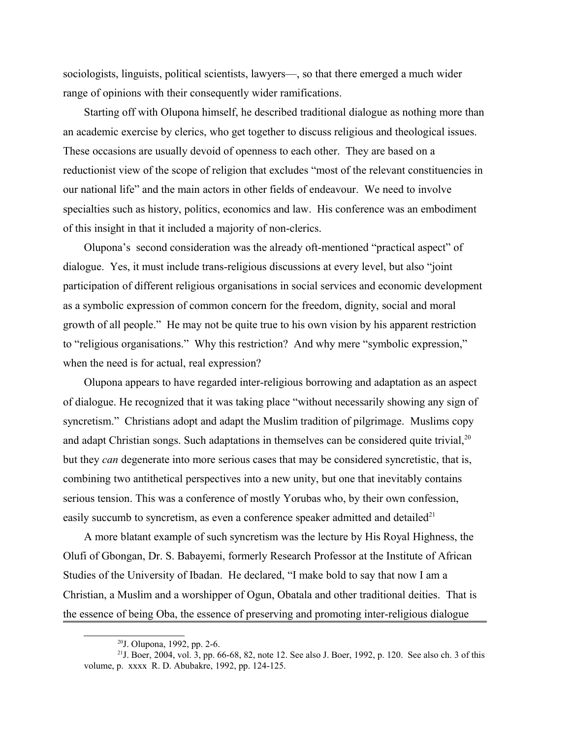sociologists, linguists, political scientists, lawyers—, so that there emerged a much wider range of opinions with their consequently wider ramifications.

Starting off with Olupona himself, he described traditional dialogue as nothing more than an academic exercise by clerics, who get together to discuss religious and theological issues. These occasions are usually devoid of openness to each other. They are based on a reductionist view of the scope of religion that excludes "most of the relevant constituencies in our national life" and the main actors in other fields of endeavour. We need to involve specialties such as history, politics, economics and law. His conference was an embodiment of this insight in that it included a majority of non-clerics.

Olupona's second consideration was the already oft-mentioned "practical aspect" of dialogue. Yes, it must include trans-religious discussions at every level, but also "joint participation of different religious organisations in social services and economic development as a symbolic expression of common concern for the freedom, dignity, social and moral growth of all people." He may not be quite true to his own vision by his apparent restriction to "religious organisations." Why this restriction? And why mere "symbolic expression," when the need is for actual, real expression?

Olupona appears to have regarded inter-religious borrowing and adaptation as an aspect of dialogue. He recognized that it was taking place "without necessarily showing any sign of syncretism." Christians adopt and adapt the Muslim tradition of pilgrimage. Muslims copy and adapt Christian songs. Such adaptations in themselves can be considered quite trivial,[20] but they *can* degenerate into more serious cases that may be considered syncretistic, that is, combining two antithetical perspectives into a new unity, but one that inevitably contains serious tension. This was a conference of mostly Yorubas who, by their own confession, easily succumb to syncretism, as even a conference speaker admitted and detailed[21]

A more blatant example of such syncretism was the lecture by His Royal Highness, the Olufi of Gbongan, Dr. S. Babayemi, formerly Research Professor at the Institute of African Studies of the University of Ibadan. He declared, "I make bold to say that now I am a Christian, a Muslim and a worshipper of Ogun, Obatala and other traditional deities. That is the essence of being Oba, the essence of preserving and promoting inter-religious dialogue

---

[20] J. Olupona, 1992, pp. 2-6.

[21] J. Boer, 2004, vol. 3, pp. 66-68, 82, note 12. See also J. Boer, 1992, p. 120. See also ch. 3 of this volume, p. xxxx R. D. Abubakre, 1992, pp. 124-125.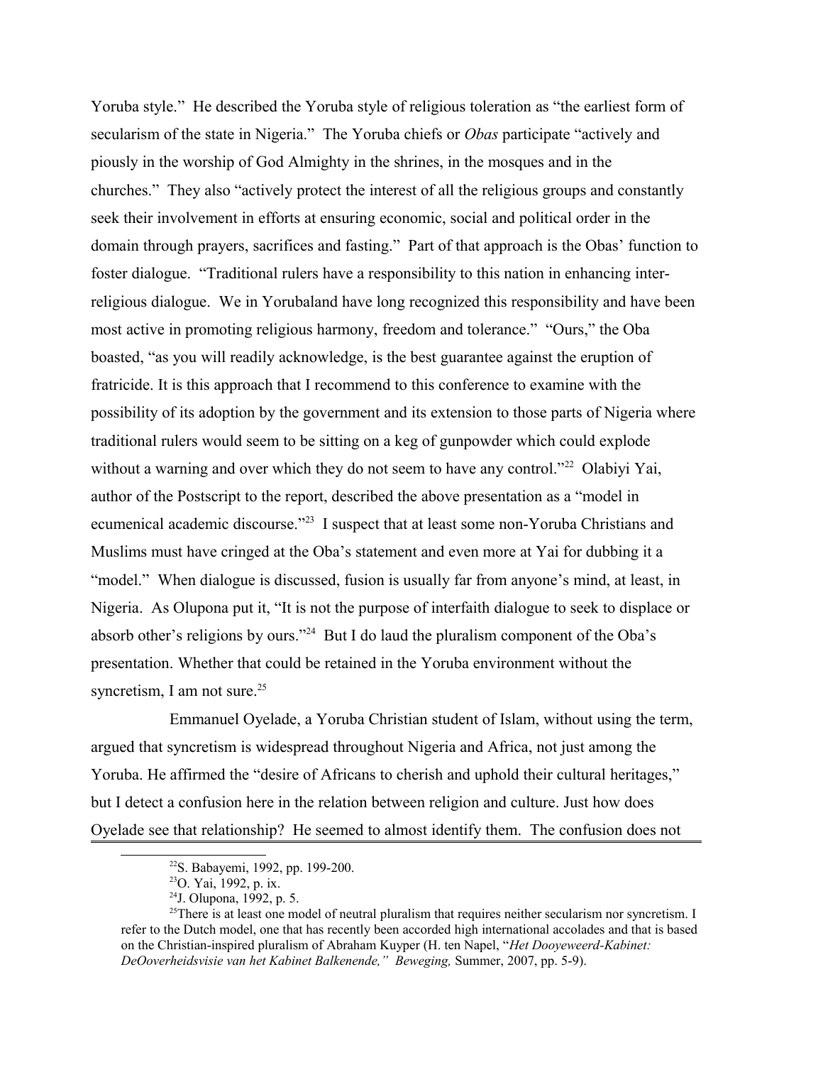Yoruba style." He described the Yoruba style of religious toleration as "the earliest form of secularism of the state in Nigeria." The Yoruba chiefs or *Obas* participate "actively and piously in the worship of God Almighty in the shrines, in the mosques and in the churches." They also "actively protect the interest of all the religious groups and constantly seek their involvement in efforts at ensuring economic, social and political order in the domain through prayers, sacrifices and fasting." Part of that approach is the Obas' function to foster dialogue. "Traditional rulers have a responsibility to this nation in enhancing inter-religious dialogue. We in Yorubaland have long recognized this responsibility and have been most active in promoting religious harmony, freedom and tolerance." "Ours," the Oba boasted, "as you will readily acknowledge, is the best guarantee against the eruption of fratricide. It is this approach that I recommend to this conference to examine with the possibility of its adoption by the government and its extension to those parts of Nigeria where traditional rulers would seem to be sitting on a keg of gunpowder which could explode without a warning and over which they do not seem to have any control."[22] Olabiyi Yai, author of the Postscript to the report, described the above presentation as a "model in ecumenical academic discourse."[23] I suspect that at least some non-Yoruba Christians and Muslims must have cringed at the Oba's statement and even more at Yai for dubbing it a "model." When dialogue is discussed, fusion is usually far from anyone's mind, at least, in Nigeria. As Olupona put it, "It is not the purpose of interfaith dialogue to seek to displace or absorb other's religions by ours."[24] But I do laud the pluralism component of the Oba's presentation. Whether that could be retained in the Yoruba environment without the syncretism, I am not sure.[25]

Emmanuel Oyelade, a Yoruba Christian student of Islam, without using the term, argued that syncretism is widespread throughout Nigeria and Africa, not just among the Yoruba. He affirmed the "desire of Africans to cherish and uphold their cultural heritages," but I detect a confusion here in the relation between religion and culture. Just how does Oyelade see that relationship? He seemed to almost identify them. The confusion does not

---

[22] S. Babayemi, 1992, pp. 199-200.

[23] O. Yai, 1992, p. ix.

[24] J. Olupona, 1992, p. 5.

[25] There is at least one model of neutral pluralism that requires neither secularism nor syncretism. I refer to the Dutch model, one that has recently been accorded high international accolades and that is based on the Christian-inspired pluralism of Abraham Kuyper (H. ten Napel, "*Het Dooyeweerd-Kabinet: DeOoverheidsvisie van het Kabinet Balkenende,*" *Beweging,* Summer, 2007, pp. 5-9).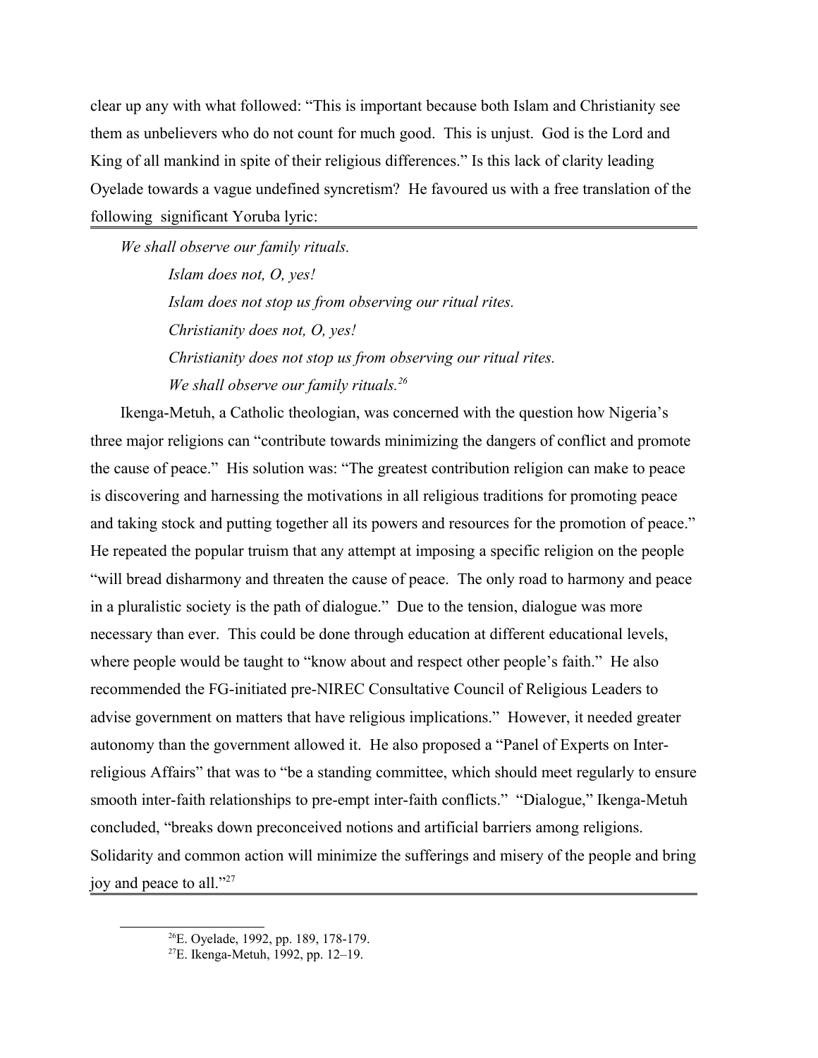clear up any with what followed: "This is important because both Islam and Christianity see them as unbelievers who do not count for much good. This is unjust. God is the Lord and King of all mankind in spite of their religious differences." Is this lack of clarity leading Oyelade towards a vague undefined syncretism? He favoured us with a free translation of the following significant Yoruba lyric:

*We shall observe our family rituals.*

*Islam does not, O, yes!*

*Islam does not stop us from observing our ritual rites.*

*Christianity does not, O, yes!*

*Christianity does not stop us from observing our ritual rites.*

*We shall observe our family rituals.*[26]

Ikenga-Metuh, a Catholic theologian, was concerned with the question how Nigeria's three major religions can "contribute towards minimizing the dangers of conflict and promote the cause of peace." His solution was: "The greatest contribution religion can make to peace is discovering and harnessing the motivations in all religious traditions for promoting peace and taking stock and putting together all its powers and resources for the promotion of peace." He repeated the popular truism that any attempt at imposing a specific religion on the people "will bread disharmony and threaten the cause of peace. The only road to harmony and peace in a pluralistic society is the path of dialogue." Due to the tension, dialogue was more necessary than ever. This could be done through education at different educational levels, where people would be taught to "know about and respect other people's faith." He also recommended the FG-initiated pre-NIREC Consultative Council of Religious Leaders to advise government on matters that have religious implications." However, it needed greater autonomy than the government allowed it. He also proposed a "Panel of Experts on Inter-religious Affairs" that was to "be a standing committee, which should meet regularly to ensure smooth inter-faith relationships to pre-empt inter-faith conflicts." "Dialogue," Ikenga-Metuh concluded, "breaks down preconceived notions and artificial barriers among religions. Solidarity and common action will minimize the sufferings and misery of the people and bring joy and peace to all."[27]

[26] E. Oyelade, 1992, pp. 189, 178-179.

[27] E. Ikenga-Metuh, 1992, pp. 12–19.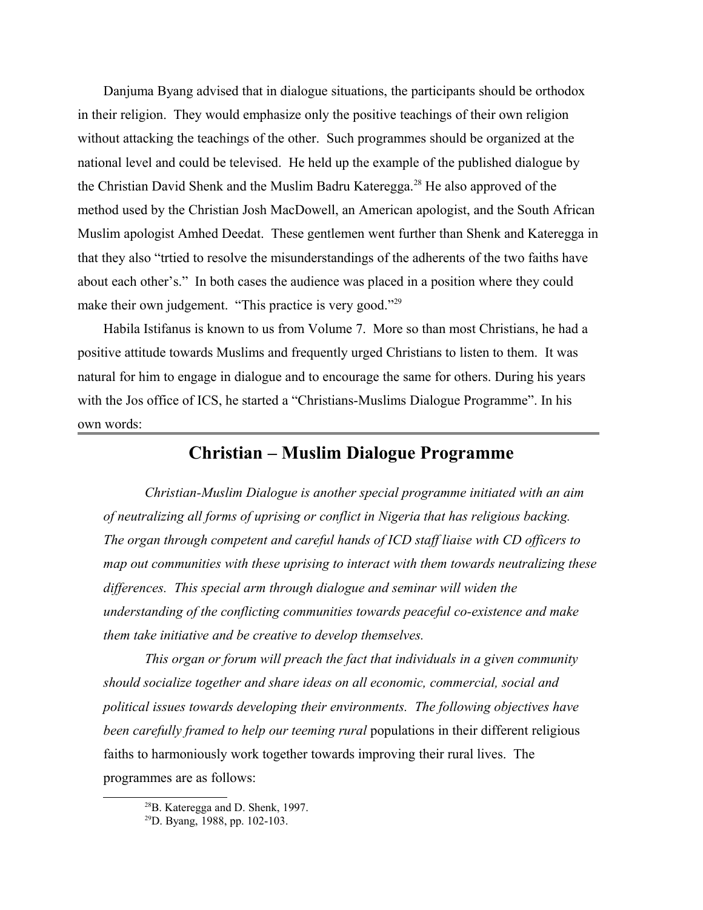Danjuma Byang advised that in dialogue situations, the participants should be orthodox in their religion. They would emphasize only the positive teachings of their own religion without attacking the teachings of the other. Such programmes should be organized at the national level and could be televised. He held up the example of the published dialogue by the Christian David Shenk and the Muslim Badru Kateregga.[28] He also approved of the method used by the Christian Josh MacDowell, an American apologist, and the South African Muslim apologist Amhed Deedat. These gentlemen went further than Shenk and Kateregga in that they also "trtied to resolve the misunderstandings of the adherents of the two faiths have about each other's." In both cases the audience was placed in a position where they could make their own judgement. "This practice is very good."[29]

Habila Istifanus is known to us from Volume 7. More so than most Christians, he had a positive attitude towards Muslims and frequently urged Christians to listen to them. It was natural for him to engage in dialogue and to encourage the same for others. During his years with the Jos office of ICS, he started a "Christians-Muslims Dialogue Programme". In his own words:

## Christian – Muslim Dialogue Programme

*Christian-Muslim Dialogue is another special programme initiated with an aim of neutralizing all forms of uprising or conflict in Nigeria that has religious backing. The organ through competent and careful hands of ICD staff liaise with CD officers to map out communities with these uprising to interact with them towards neutralizing these differences. This special arm through dialogue and seminar will widen the understanding of the conflicting communities towards peaceful co-existence and make them take initiative and be creative to develop themselves.*

*This organ or forum will preach the fact that individuals in a given community should socialize together and share ideas on all economic, commercial, social and political issues towards developing their environments. The following objectives have been carefully framed to help our teeming rural* populations in their different religious faiths to harmoniously work together towards improving their rural lives. The programmes are as follows:

---

[28]B. Kateregga and D. Shenk, 1997.

[29]D. Byang, 1988, pp. 102-103.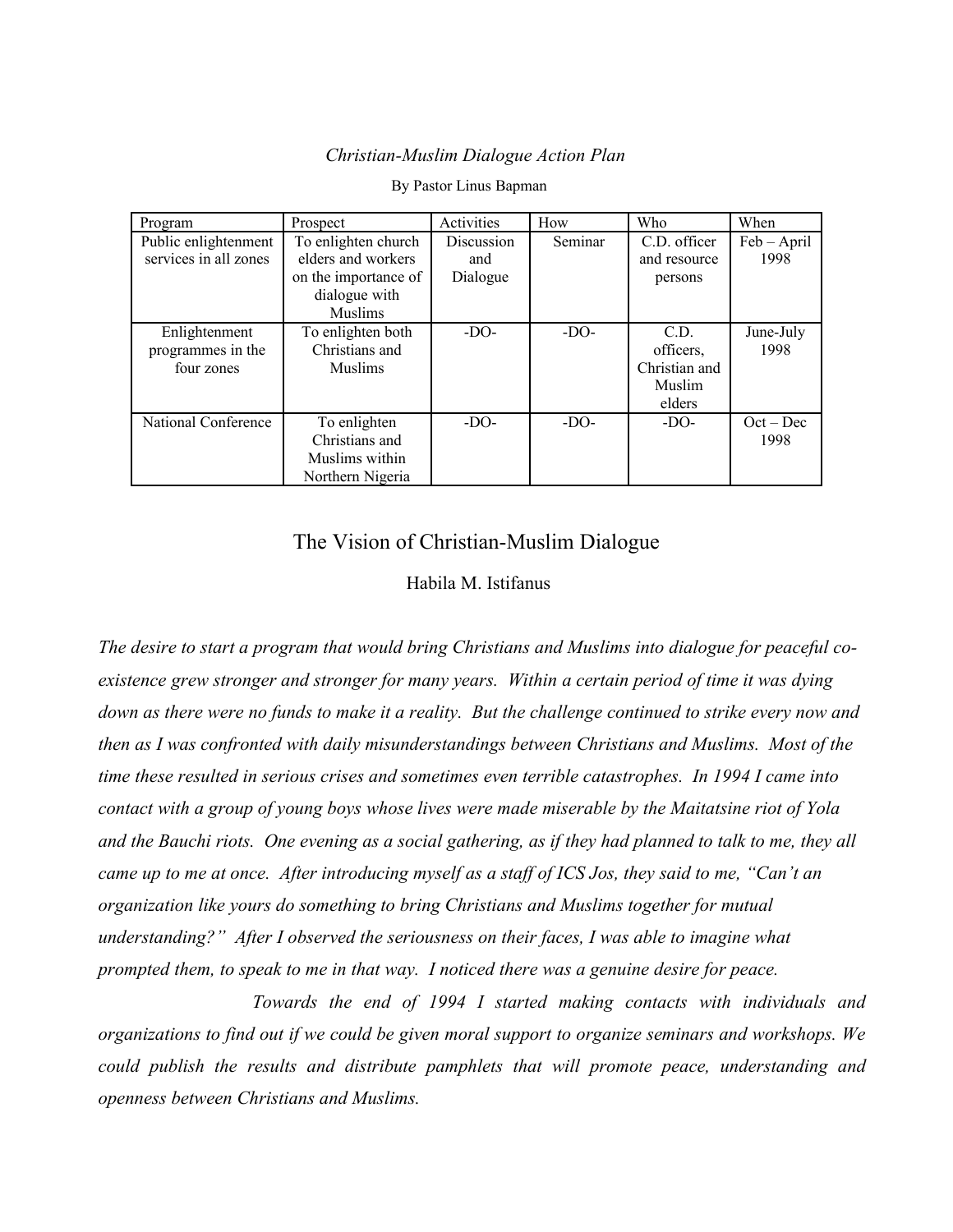*Christian-Muslim Dialogue Action Plan*

By Pastor Linus Bapman

| Program | Prospect | Activities | How | Who | When |
|---|---|---|---|---|---|
| Public enlightenment services in all zones | To enlighten church elders and workers on the importance of dialogue with Muslims | Discussion and Dialogue | Seminar | C.D. officer and resource persons | Feb – April 1998 |
| Enlightenment programmes in the four zones | To enlighten both Christians and Muslims | -DO- | -DO- | C.D. officers, Christian and Muslim elders | June-July 1998 |
| National Conference | To enlighten Christians and Muslims within Northern Nigeria | -DO- | -DO- | -DO- | Oct – Dec 1998 |

## The Vision of Christian-Muslim Dialogue

Habila M. Istifanus

*The desire to start a program that would bring Christians and Muslims into dialogue for peaceful co-existence grew stronger and stronger for many years. Within a certain period of time it was dying down as there were no funds to make it a reality. But the challenge continued to strike every now and then as I was confronted with daily misunderstandings between Christians and Muslims. Most of the time these resulted in serious crises and sometimes even terrible catastrophes. In 1994 I came into contact with a group of young boys whose lives were made miserable by the Maitatsine riot of Yola and the Bauchi riots. One evening as a social gathering, as if they had planned to talk to me, they all came up to me at once. After introducing myself as a staff of ICS Jos, they said to me, "Can't an organization like yours do something to bring Christians and Muslims together for mutual understanding?" After I observed the seriousness on their faces, I was able to imagine what prompted them, to speak to me in that way. I noticed there was a genuine desire for peace.*

*Towards the end of 1994 I started making contacts with individuals and organizations to find out if we could be given moral support to organize seminars and workshops. We could publish the results and distribute pamphlets that will promote peace, understanding and openness between Christians and Muslims.*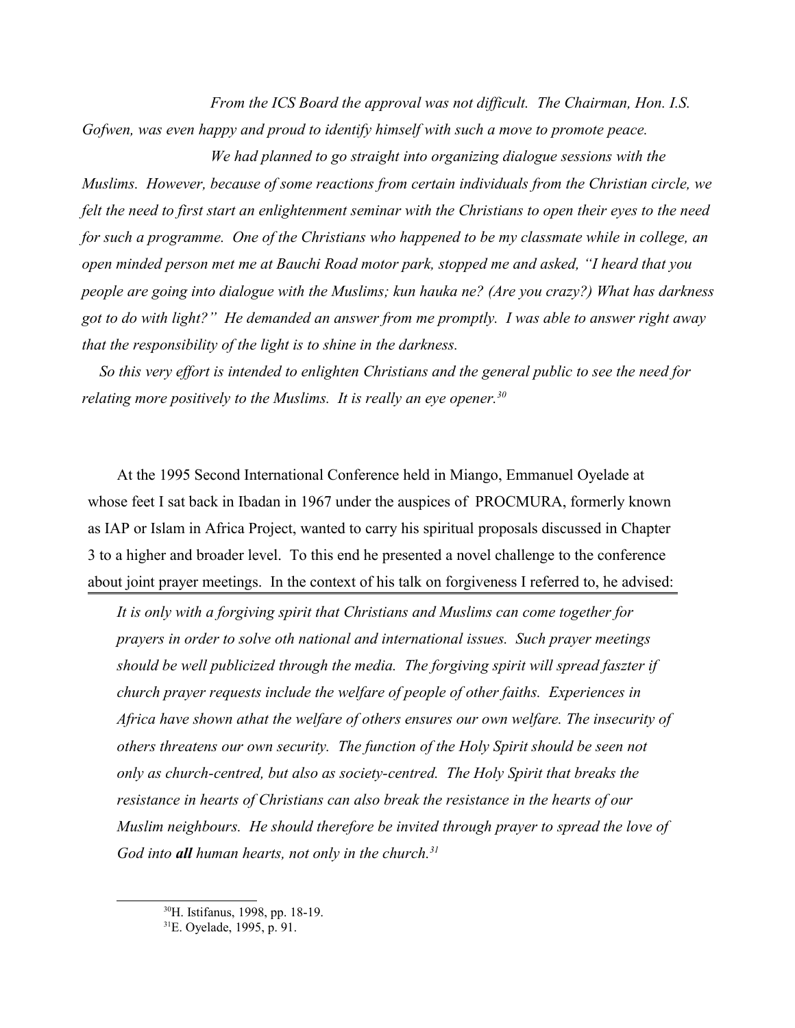*From the ICS Board the approval was not difficult. The Chairman, Hon. I.S. Gofwen, was even happy and proud to identify himself with such a move to promote peace.*

*We had planned to go straight into organizing dialogue sessions with the Muslims. However, because of some reactions from certain individuals from the Christian circle, we felt the need to first start an enlightenment seminar with the Christians to open their eyes to the need for such a programme. One of the Christians who happened to be my classmate while in college, an open minded person met me at Bauchi Road motor park, stopped me and asked, "I heard that you people are going into dialogue with the Muslims; kun hauka ne? (Are you crazy?) What has darkness got to do with light?" He demanded an answer from me promptly. I was able to answer right away that the responsibility of the light is to shine in the darkness.*

*So this very effort is intended to enlighten Christians and the general public to see the need for relating more positively to the Muslims. It is really an eye opener.*[30]

At the 1995 Second International Conference held in Miango, Emmanuel Oyelade at whose feet I sat back in Ibadan in 1967 under the auspices of PROCMURA, formerly known as IAP or Islam in Africa Project, wanted to carry his spiritual proposals discussed in Chapter 3 to a higher and broader level. To this end he presented a novel challenge to the conference about joint prayer meetings. In the context of his talk on forgiveness I referred to, he advised:

> *It is only with a forgiving spirit that Christians and Muslims can come together for prayers in order to solve oth national and international issues. Such prayer meetings should be well publicized through the media. The forgiving spirit will spread faszter if church prayer requests include the welfare of people of other faiths. Experiences in Africa have shown athat the welfare of others ensures our own welfare. The insecurity of others threatens our own security. The function of the Holy Spirit should be seen not only as church-centred, but also as society-centred. The Holy Spirit that breaks the resistance in hearts of Christians can also break the resistance in the hearts of our Muslim neighbours. He should therefore be invited through prayer to spread the love of God into **all** human hearts, not only in the church.*[31]

[30] H. Istifanus, 1998, pp. 18-19.

[31] E. Oyelade, 1995, p. 91.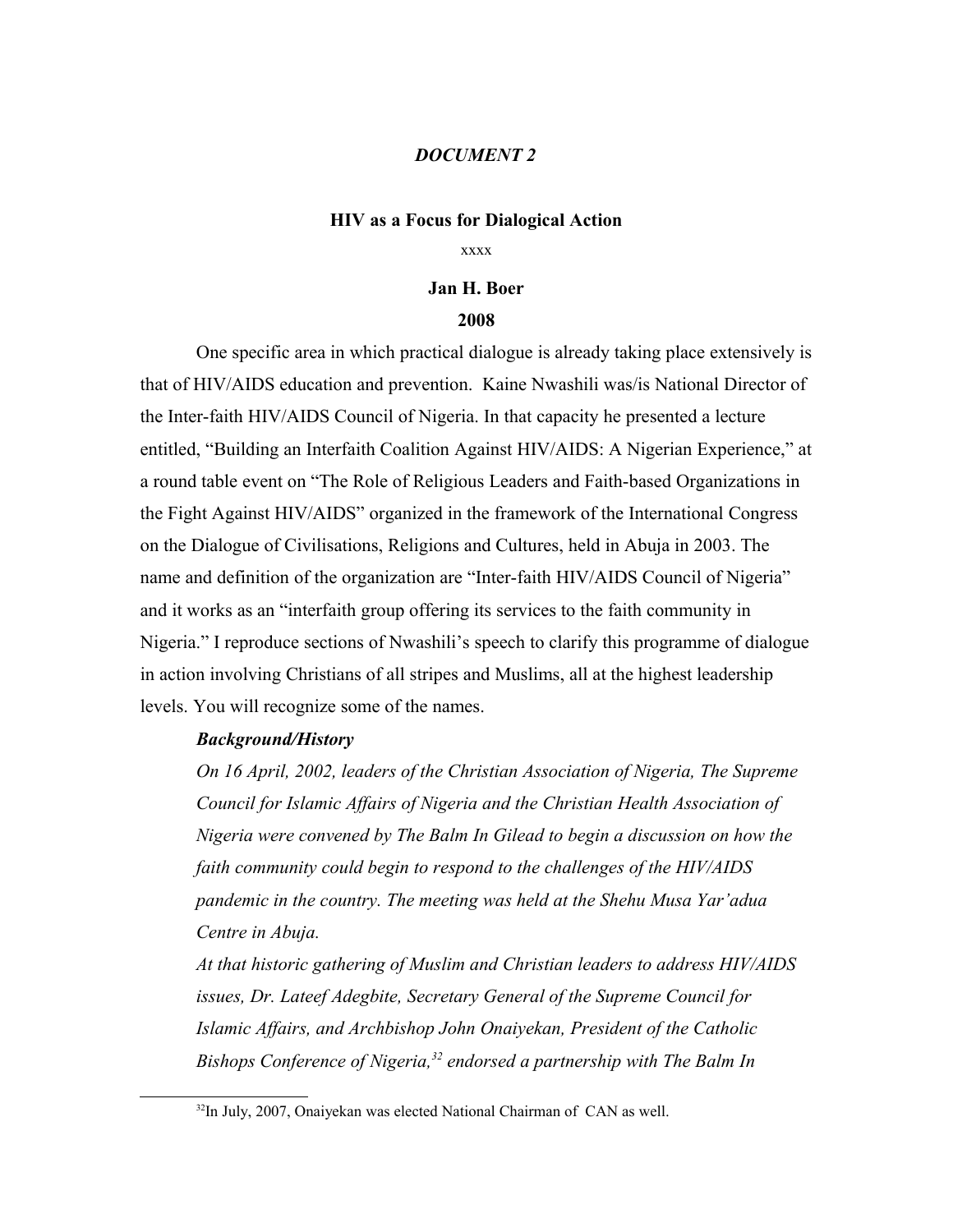***DOCUMENT 2***

**HIV as a Focus for Dialogical Action**

xxxx

**Jan H. Boer**

**2008**

One specific area in which practical dialogue is already taking place extensively is that of HIV/AIDS education and prevention. Kaine Nwashili was/is National Director of the Inter-faith HIV/AIDS Council of Nigeria. In that capacity he presented a lecture entitled, "Building an Interfaith Coalition Against HIV/AIDS: A Nigerian Experience," at a round table event on "The Role of Religious Leaders and Faith-based Organizations in the Fight Against HIV/AIDS" organized in the framework of the International Congress on the Dialogue of Civilisations, Religions and Cultures, held in Abuja in 2003. The name and definition of the organization are "Inter-faith HIV/AIDS Council of Nigeria" and it works as an "interfaith group offering its services to the faith community in Nigeria." I reproduce sections of Nwashili's speech to clarify this programme of dialogue in action involving Christians of all stripes and Muslims, all at the highest leadership levels. You will recognize some of the names.

***Background/History***

*On 16 April, 2002, leaders of the Christian Association of Nigeria, The Supreme Council for Islamic Affairs of Nigeria and the Christian Health Association of Nigeria were convened by The Balm In Gilead to begin a discussion on how the faith community could begin to respond to the challenges of the HIV/AIDS pandemic in the country. The meeting was held at the Shehu Musa Yar'adua Centre in Abuja.*

*At that historic gathering of Muslim and Christian leaders to address HIV/AIDS issues, Dr. Lateef Adegbite, Secretary General of the Supreme Council for Islamic Affairs, and Archbishop John Onaiyekan, President of the Catholic Bishops Conference of Nigeria,*[32] *endorsed a partnership with The Balm In*

[32] In July, 2007, Onaiyekan was elected National Chairman of CAN as well.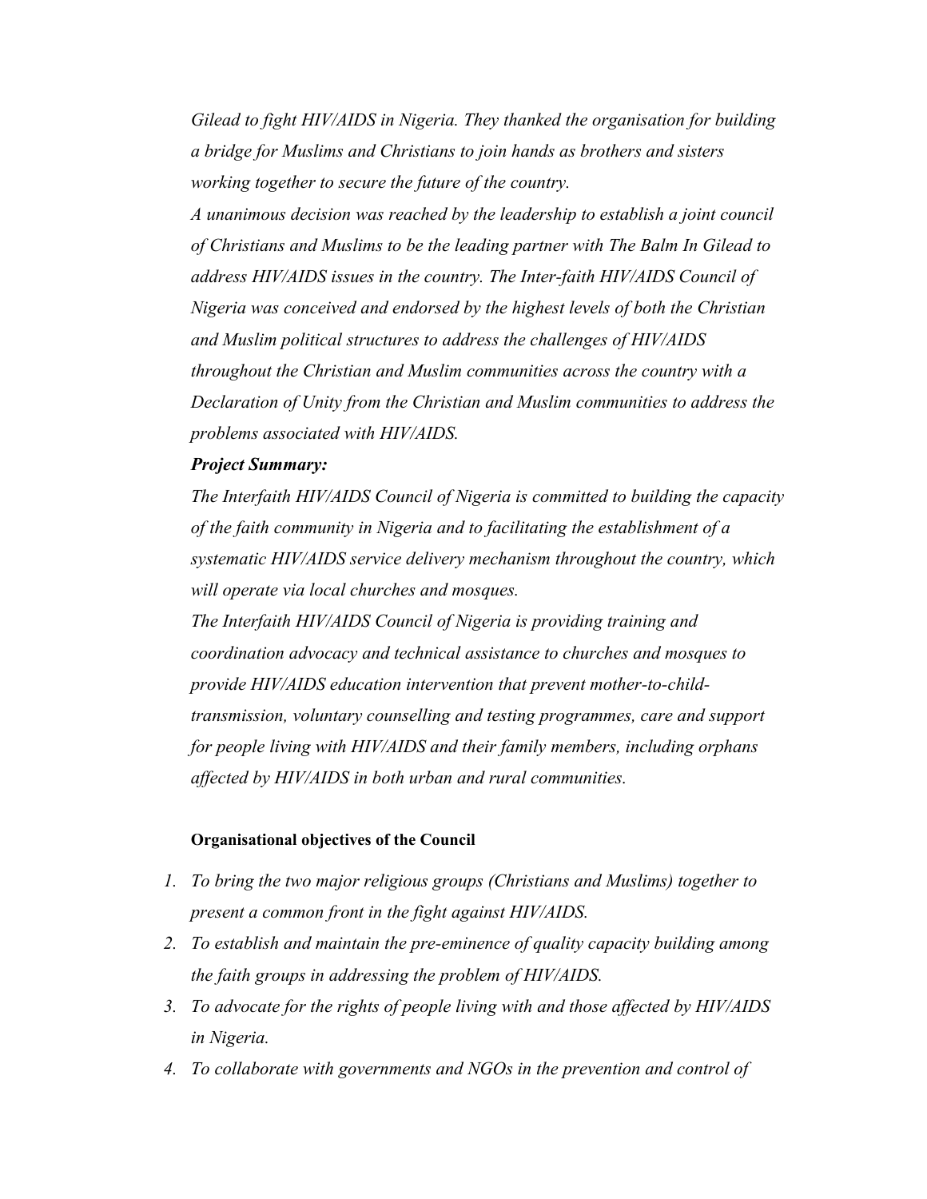*Gilead to fight HIV/AIDS in Nigeria. They thanked the organisation for building a bridge for Muslims and Christians to join hands as brothers and sisters working together to secure the future of the country.*

*A unanimous decision was reached by the leadership to establish a joint council of Christians and Muslims to be the leading partner with The Balm In Gilead to address HIV/AIDS issues in the country. The Inter-faith HIV/AIDS Council of Nigeria was conceived and endorsed by the highest levels of both the Christian and Muslim political structures to address the challenges of HIV/AIDS throughout the Christian and Muslim communities across the country with a Declaration of Unity from the Christian and Muslim communities to address the problems associated with HIV/AIDS.*

***Project Summary:***

*The Interfaith HIV/AIDS Council of Nigeria is committed to building the capacity of the faith community in Nigeria and to facilitating the establishment of a systematic HIV/AIDS service delivery mechanism throughout the country, which will operate via local churches and mosques.*

*The Interfaith HIV/AIDS Council of Nigeria is providing training and coordination advocacy and technical assistance to churches and mosques to provide HIV/AIDS education intervention that prevent mother-to-child-transmission, voluntary counselling and testing programmes, care and support for people living with HIV/AIDS and their family members, including orphans affected by HIV/AIDS in both urban and rural communities.*

**Organisational objectives of the Council**

1. *To bring the two major religious groups (Christians and Muslims) together to present a common front in the fight against HIV/AIDS.*
2. *To establish and maintain the pre-eminence of quality capacity building among the faith groups in addressing the problem of HIV/AIDS.*
3. *To advocate for the rights of people living with and those affected by HIV/AIDS in Nigeria.*
4. *To collaborate with governments and NGOs in the prevention and control of*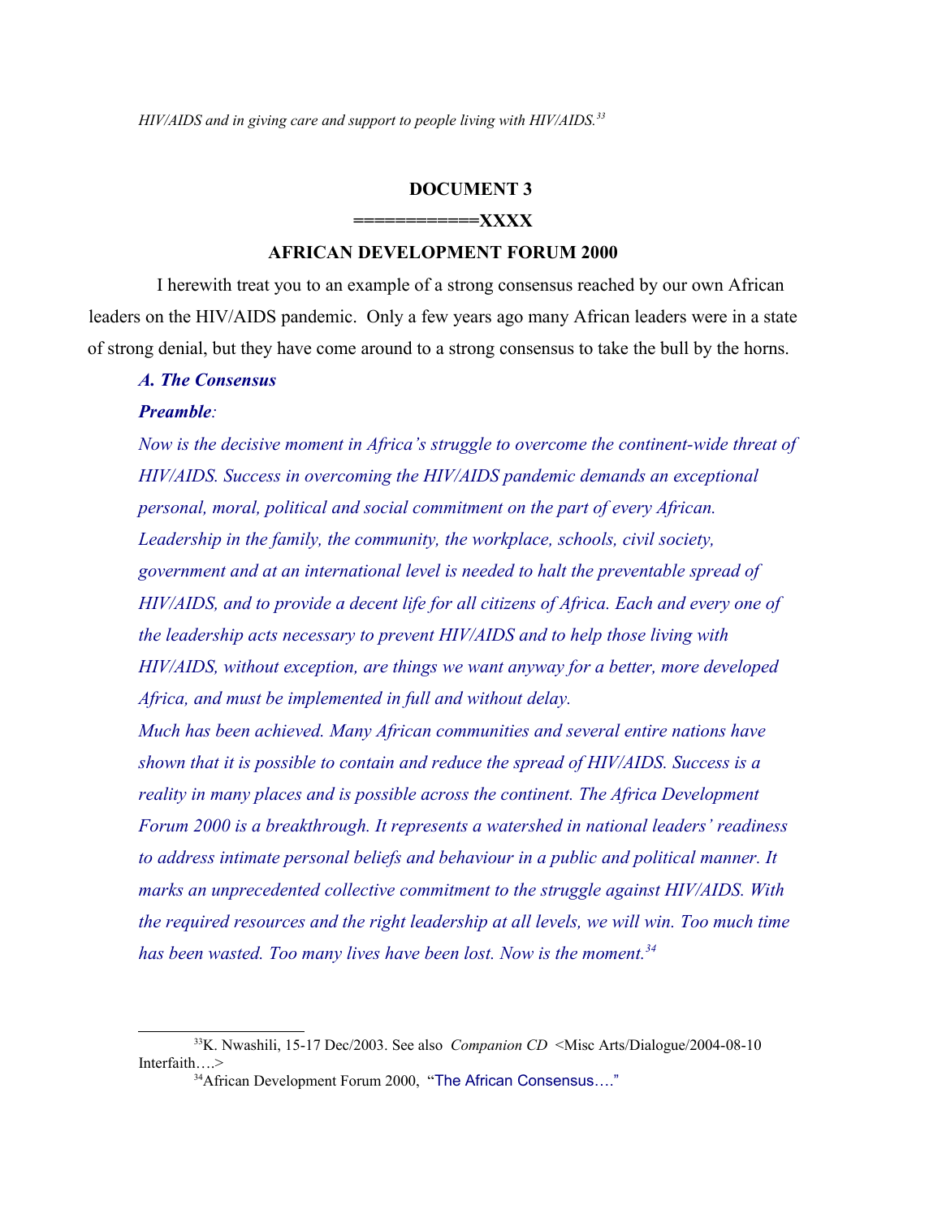*HIV/AIDS and in giving care and support to people living with HIV/AIDS.*[33]

**DOCUMENT 3**

**============XXXX**

**AFRICAN DEVELOPMENT FORUM 2000**

I herewith treat you to an example of a strong consensus reached by our own African leaders on the HIV/AIDS pandemic. Only a few years ago many African leaders were in a state of strong denial, but they have come around to a strong consensus to take the bull by the horns.

***A. The Consensus***

***Preamble**:*

*Now is the decisive moment in Africa's struggle to overcome the continent-wide threat of HIV/AIDS. Success in overcoming the HIV/AIDS pandemic demands an exceptional personal, moral, political and social commitment on the part of every African. Leadership in the family, the community, the workplace, schools, civil society, government and at an international level is needed to halt the preventable spread of HIV/AIDS, and to provide a decent life for all citizens of Africa. Each and every one of the leadership acts necessary to prevent HIV/AIDS and to help those living with HIV/AIDS, without exception, are things we want anyway for a better, more developed Africa, and must be implemented in full and without delay.*

*Much has been achieved. Many African communities and several entire nations have shown that it is possible to contain and reduce the spread of HIV/AIDS. Success is a reality in many places and is possible across the continent. The Africa Development Forum 2000 is a breakthrough. It represents a watershed in national leaders' readiness to address intimate personal beliefs and behaviour in a public and political manner. It marks an unprecedented collective commitment to the struggle against HIV/AIDS. With the required resources and the right leadership at all levels, we will win. Too much time has been wasted. Too many lives have been lost. Now is the moment.*[34]

---

[33] K. Nwashili, 15-17 Dec/2003. See also *Companion CD* <Misc Arts/Dialogue/2004-08-10 Interfaith….>

[34] African Development Forum 2000, "The African Consensus…."